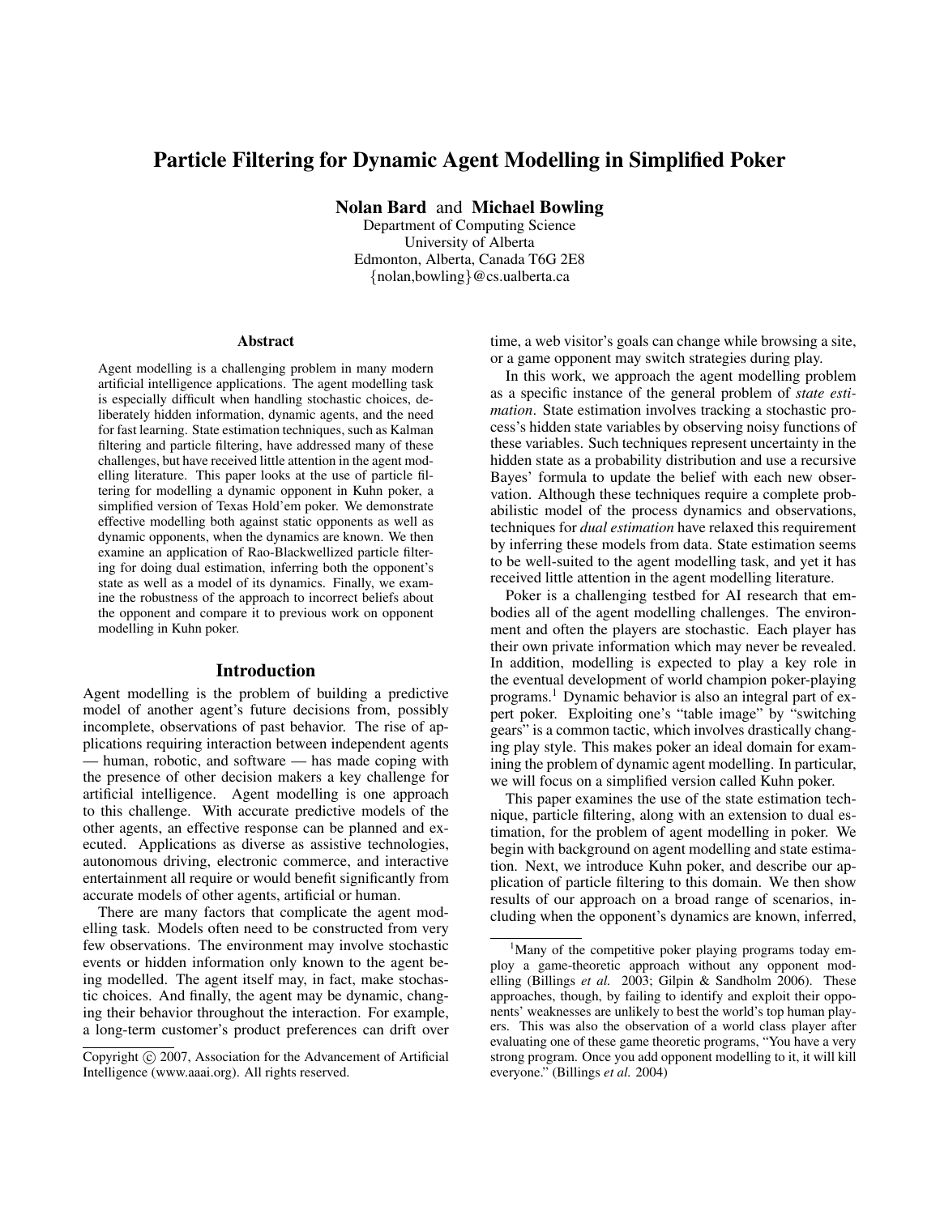# Particle Filtering for Dynamic Agent Modelling in Simplified Poker

**Nolan Bard** and **Michael Bowling**
Department of Computing Science
University of Alberta
Edmonton, Alberta, Canada T6G 2E8
{nolan,bowling}@cs.ualberta.ca

## Abstract

Agent modelling is a challenging problem in many modern artificial intelligence applications. The agent modelling task is especially difficult when handling stochastic choices, deliberately hidden information, dynamic agents, and the need for fast learning. State estimation techniques, such as Kalman filtering and particle filtering, have addressed many of these challenges, but have received little attention in the agent modelling literature. This paper looks at the use of particle filtering for modelling a dynamic opponent in Kuhn poker, a simplified version of Texas Hold'em poker. We demonstrate effective modelling both against static opponents as well as dynamic opponents, when the dynamics are known. We then examine an application of Rao-Blackwellized particle filtering for doing dual estimation, inferring both the opponent's state as well as a model of its dynamics. Finally, we examine the robustness of the approach to incorrect beliefs about the opponent and compare it to previous work on opponent modelling in Kuhn poker.

## Introduction

Agent modelling is the problem of building a predictive model of another agent's future decisions from, possibly incomplete, observations of past behavior. The rise of applications requiring interaction between independent agents — human, robotic, and software — has made coping with the presence of other decision makers a key challenge for artificial intelligence. Agent modelling is one approach to this challenge. With accurate predictive models of the other agents, an effective response can be planned and executed. Applications as diverse as assistive technologies, autonomous driving, electronic commerce, and interactive entertainment all require or would benefit significantly from accurate models of other agents, artificial or human.

There are many factors that complicate the agent modelling task. Models often need to be constructed from very few observations. The environment may involve stochastic events or hidden information only known to the agent being modelled. The agent itself may, in fact, make stochastic choices. And finally, the agent may be dynamic, changing their behavior throughout the interaction. For example, a long-term customer's product preferences can drift over time, a web visitor's goals can change while browsing a site, or a game opponent may switch strategies during play.

In this work, we approach the agent modelling problem as a specific instance of the general problem of *state estimation*. State estimation involves tracking a stochastic process's hidden state variables by observing noisy functions of these variables. Such techniques represent uncertainty in the hidden state as a probability distribution and use a recursive Bayes' formula to update the belief with each new observation. Although these techniques require a complete probabilistic model of the process dynamics and observations, techniques for *dual estimation* have relaxed this requirement by inferring these models from data. State estimation seems to be well-suited to the agent modelling task, and yet it has received little attention in the agent modelling literature.

Poker is a challenging testbed for AI research that embodies all of the agent modelling challenges. The environment and often the players are stochastic. Each player has their own private information which may never be revealed. In addition, modelling is expected to play a key role in the eventual development of world champion poker-playing programs.[1] Dynamic behavior is also an integral part of expert poker. Exploiting one's "table image" by "switching gears" is a common tactic, which involves drastically changing play style. This makes poker an ideal domain for examining the problem of dynamic agent modelling. In particular, we will focus on a simplified version called Kuhn poker.

This paper examines the use of the state estimation technique, particle filtering, along with an extension to dual estimation, for the problem of agent modelling in poker. We begin with background on agent modelling and state estimation. Next, we introduce Kuhn poker, and describe our application of particle filtering to this domain. We then show results of our approach on a broad range of scenarios, including when the opponent's dynamics are known, inferred,

[1] Many of the competitive poker playing programs today employ a game-theoretic approach without any opponent modelling (Billings *et al.* 2003; Gilpin & Sandholm 2006). These approaches, though, by failing to identify and exploit their opponents' weaknesses are unlikely to best the world's top human players. This was also the observation of a world class player after evaluating one of these game theoretic programs, "You have a very strong program. Once you add opponent modelling to it, it will kill everyone." (Billings *et al.* 2004)

Copyright © 2007, Association for the Advancement of Artificial Intelligence (www.aaai.org). All rights reserved.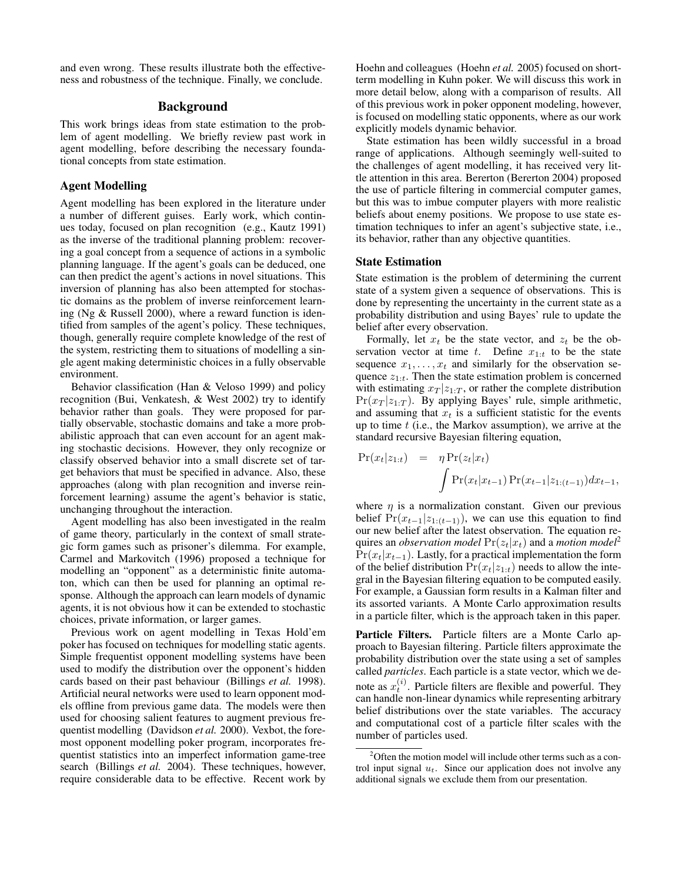and even wrong. These results illustrate both the effectiveness and robustness of the technique. Finally, we conclude.

## Background

This work brings ideas from state estimation to the problem of agent modelling. We briefly review past work in agent modelling, before describing the necessary foundational concepts from state estimation.

### Agent Modelling

Agent modelling has been explored in the literature under a number of different guises. Early work, which continues today, focused on plan recognition (e.g., Kautz 1991) as the inverse of the traditional planning problem: recovering a goal concept from a sequence of actions in a symbolic planning language. If the agent's goals can be deduced, one can then predict the agent's actions in novel situations. This inversion of planning has also been attempted for stochastic domains as the problem of inverse reinforcement learning (Ng & Russell 2000), where a reward function is identified from samples of the agent's policy. These techniques, though, generally require complete knowledge of the rest of the system, restricting them to situations of modelling a single agent making deterministic choices in a fully observable environment.

Behavior classification (Han & Veloso 1999) and policy recognition (Bui, Venkatesh, & West 2002) try to identify behavior rather than goals. They were proposed for partially observable, stochastic domains and take a more probabilistic approach that can even account for an agent making stochastic decisions. However, they only recognize or classify observed behavior into a small discrete set of target behaviors that must be specified in advance. Also, these approaches (along with plan recognition and inverse reinforcement learning) assume the agent's behavior is static, unchanging throughout the interaction.

Agent modelling has also been investigated in the realm of game theory, particularly in the context of small strategic form games such as prisoner's dilemma. For example, Carmel and Markovitch (1996) proposed a technique for modelling an "opponent" as a deterministic finite automaton, which can then be used for planning an optimal response. Although the approach can learn models of dynamic agents, it is not obvious how it can be extended to stochastic choices, private information, or larger games.

Previous work on agent modelling in Texas Hold'em poker has focused on techniques for modelling static agents. Simple frequentist opponent modelling systems have been used to modify the distribution over the opponent's hidden cards based on their past behaviour (Billings *et al.* 1998). Artificial neural networks were used to learn opponent models offline from previous game data. The models were then used for choosing salient features to augment previous frequentist modelling (Davidson *et al.* 2000). Vexbot, the foremost opponent modelling poker program, incorporates frequentist statistics into an imperfect information game-tree search (Billings *et al.* 2004). These techniques, however, require considerable data to be effective. Recent work by Hoehn and colleagues (Hoehn *et al.* 2005) focused on short-term modelling in Kuhn poker. We will discuss this work in more detail below, along with a comparison of results. All of this previous work in poker opponent modeling, however, is focused on modelling static opponents, where as our work explicitly models dynamic behavior.

State estimation has been wildly successful in a broad range of applications. Although seemingly well-suited to the challenges of agent modelling, it has received very little attention in this area. Bererton (Bererton 2004) proposed the use of particle filtering in commercial computer games, but this was to imbue computer players with more realistic beliefs about enemy positions. We propose to use state estimation techniques to infer an agent's subjective state, i.e., its behavior, rather than any objective quantities.

### State Estimation

State estimation is the problem of determining the current state of a system given a sequence of observations. This is done by representing the uncertainty in the current state as a probability distribution and using Bayes' rule to update the belief after every observation.

Formally, let $x_t$ be the state vector, and $z_t$ be the observation vector at time $t$. Define $x_{1:t}$ to be the state sequence $x_1, \ldots, x_t$ and similarly for the observation sequence $z_{1:t}$. Then the state estimation problem is concerned with estimating $x_T|z_{1:T}$, or rather the complete distribution $\Pr(x_T|z_{1:T})$. By applying Bayes' rule, simple arithmetic, and assuming that $x_t$ is a sufficient statistic for the events up to time $t$ (i.e., the Markov assumption), we arrive at the standard recursive Bayesian filtering equation,

$$\Pr(x_t|z_{1:t}) = \eta \Pr(z_t|x_t) \int \Pr(x_t|x_{t-1}) \Pr(x_{t-1}|z_{1:(t-1)}) dx_{t-1},$$

where $\eta$ is a normalization constant. Given our previous belief $\Pr(x_{t-1}|z_{1:(t-1)})$, we can use this equation to find our new belief after the latest observation. The equation requires an *observation model* $\Pr(z_t|x_t)$ and a *motion model*[2] $\Pr(x_t|x_{t-1})$. Lastly, for a practical implementation the form of the belief distribution $\Pr(x_t|z_{1:t})$ needs to allow the integral in the Bayesian filtering equation to be computed easily. For example, a Gaussian form results in a Kalman filter and its assorted variants. A Monte Carlo approximation results in a particle filter, which is the approach taken in this paper.

**Particle Filters.** Particle filters are a Monte Carlo approach to Bayesian filtering. Particle filters approximate the probability distribution over the state using a set of samples called *particles*. Each particle is a state vector, which we denote as $x_t^{(i)}$. Particle filters are flexible and powerful. They can handle non-linear dynamics while representing arbitrary belief distributions over the state variables. The accuracy and computational cost of a particle filter scales with the number of particles used.

[2] Often the motion model will include other terms such as a control input signal $u_t$. Since our application does not involve any additional signals we exclude them from our presentation.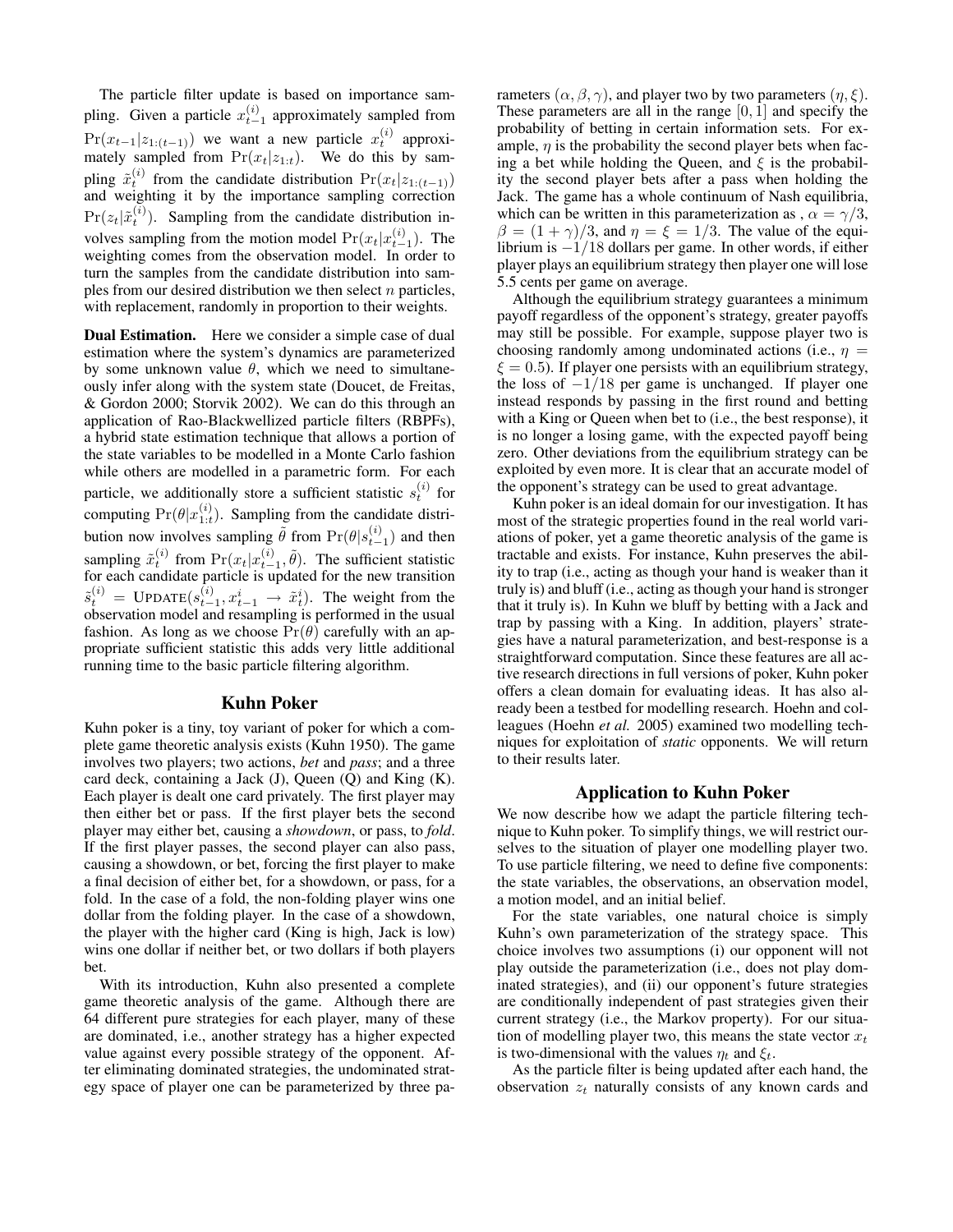The particle filter update is based on importance sampling. Given a particle $x_{t-1}^{(i)}$ approximately sampled from $\Pr(x_{t-1}|z_{1:(t-1)})$ we want a new particle $x_t^{(i)}$ approximately sampled from $\Pr(x_t|z_{1:t})$. We do this by sampling $\tilde{x}_t^{(i)}$ from the candidate distribution $\Pr(x_t|z_{1:(t-1)})$ and weighting it by the importance sampling correction $\Pr(z_t|\tilde{x}_t^{(i)})$. Sampling from the candidate distribution involves sampling from the motion model $\Pr(x_t|x_{t-1}^{(i)})$. The weighting comes from the observation model. In order to turn the samples from the candidate distribution into samples from our desired distribution we then select $n$ particles, with replacement, randomly in proportion to their weights.

**Dual Estimation.** Here we consider a simple case of dual estimation where the system's dynamics are parameterized by some unknown value $\theta$, which we need to simultaneously infer along with the system state (Doucet, de Freitas, & Gordon 2000; Storvik 2002). We can do this through an application of Rao-Blackwellized particle filters (RBPFs), a hybrid state estimation technique that allows a portion of the state variables to be modelled in a Monte Carlo fashion while others are modelled in a parametric form. For each particle, we additionally store a sufficient statistic $s_t^{(i)}$ for computing $\Pr(\theta|x_{1:t}^{(i)})$. Sampling from the candidate distribution now involves sampling $\tilde{\theta}$ from $\Pr(\theta|s_{t-1}^{(i)})$ and then sampling $\tilde{x}_t^{(i)}$ from $\Pr(x_t|x_{t-1}^{(i)}, \tilde{\theta})$. The sufficient statistic for each candidate particle is updated for the new transition $\tilde{s}_t^{(i)} = \textsc{Update}(s_{t-1}^{(i)}, x_{t-1}^{i} \rightarrow \tilde{x}_t^{i})$. The weight from the observation model and resampling is performed in the usual fashion. As long as we choose $\Pr(\theta)$ carefully with an appropriate sufficient statistic this adds very little additional running time to the basic particle filtering algorithm.

## Kuhn Poker

Kuhn poker is a tiny, toy variant of poker for which a complete game theoretic analysis exists (Kuhn 1950). The game involves two players; two actions, *bet* and *pass*; and a three card deck, containing a Jack (J), Queen (Q) and King (K). Each player is dealt one card privately. The first player may then either bet or pass. If the first player bets the second player may either bet, causing a *showdown*, or pass, to *fold*. If the first player passes, the second player can also pass, causing a showdown, or bet, forcing the first player to make a final decision of either bet, for a showdown, or pass, for a fold. In the case of a fold, the non-folding player wins one dollar from the folding player. In the case of a showdown, the player with the higher card (King is high, Jack is low) wins one dollar if neither bet, or two dollars if both players bet.

With its introduction, Kuhn also presented a complete game theoretic analysis of the game. Although there are 64 different pure strategies for each player, many of these are dominated, i.e., another strategy has a higher expected value against every possible strategy of the opponent. After eliminating dominated strategies, the undominated strategy space of player one can be parameterized by three parameters $(\alpha, \beta, \gamma)$, and player two by two parameters $(\eta, \xi)$. These parameters are all in the range $[0, 1]$ and specify the probability of betting in certain information sets. For example, $\eta$ is the probability the second player bets when facing a bet while holding the Queen, and $\xi$ is the probability the second player bets after a pass when holding the Jack. The game has a whole continuum of Nash equilibria, which can be written in this parameterization as , $\alpha = \gamma/3$, $\beta = (1 + \gamma)/3$, and $\eta = \xi = 1/3$. The value of the equilibrium is $-1/18$ dollars per game. In other words, if either player plays an equilibrium strategy then player one will lose 5.5 cents per game on average.

Although the equilibrium strategy guarantees a minimum payoff regardless of the opponent's strategy, greater payoffs may still be possible. For example, suppose player two is choosing randomly among undominated actions (i.e., $\eta = \xi = 0.5$). If player one persists with an equilibrium strategy, the loss of $-1/18$ per game is unchanged. If player one instead responds by passing in the first round and betting with a King or Queen when bet to (i.e., the best response), it is no longer a losing game, with the expected payoff being zero. Other deviations from the equilibrium strategy can be exploited by even more. It is clear that an accurate model of the opponent's strategy can be used to great advantage.

Kuhn poker is an ideal domain for our investigation. It has most of the strategic properties found in the real world variations of poker, yet a game theoretic analysis of the game is tractable and exists. For instance, Kuhn preserves the ability to trap (i.e., acting as though your hand is weaker than it truly is) and bluff (i.e., acting as though your hand is stronger that it truly is). In Kuhn we bluff by betting with a Jack and trap by passing with a King. In addition, players' strategies have a natural parameterization, and best-response is a straightforward computation. Since these features are all active research directions in full versions of poker, Kuhn poker offers a clean domain for evaluating ideas. It has also already been a testbed for modelling research. Hoehn and colleagues (Hoehn *et al.* 2005) examined two modelling techniques for exploitation of *static* opponents. We will return to their results later.

## Application to Kuhn Poker

We now describe how we adapt the particle filtering technique to Kuhn poker. To simplify things, we will restrict ourselves to the situation of player one modelling player two. To use particle filtering, we need to define five components: the state variables, the observations, an observation model, a motion model, and an initial belief.

For the state variables, one natural choice is simply Kuhn's own parameterization of the strategy space. This choice involves two assumptions (i) our opponent will not play outside the parameterization (i.e., does not play dominated strategies), and (ii) our opponent's future strategies are conditionally independent of past strategies given their current strategy (i.e., the Markov property). For our situation of modelling player two, this means the state vector $x_t$ is two-dimensional with the values $\eta_t$ and $\xi_t$.

As the particle filter is being updated after each hand, the observation $z_t$ naturally consists of any known cards and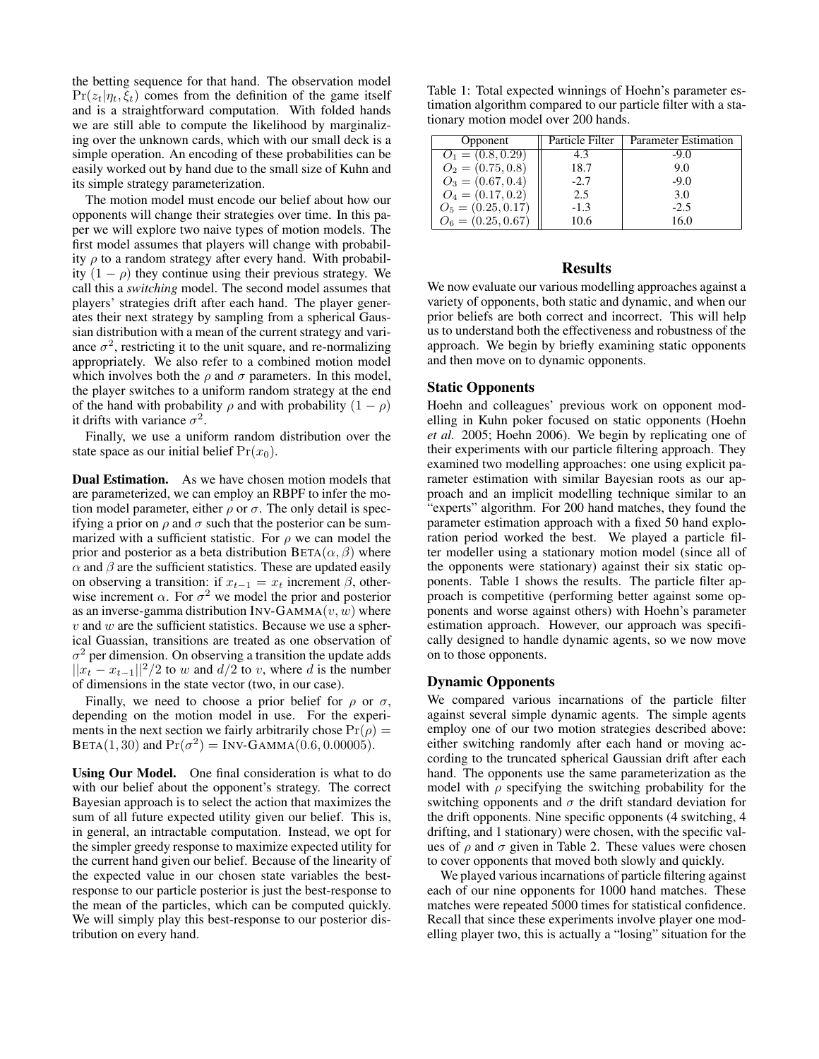the betting sequence for that hand. The observation model $\Pr(z_t|\eta_t, \xi_t)$ comes from the definition of the game itself and is a straightforward computation. With folded hands we are still able to compute the likelihood by marginalizing over the unknown cards, which with our small deck is a simple operation. An encoding of these probabilities can be easily worked out by hand due to the small size of Kuhn and its simple strategy parameterization.

The motion model must encode our belief about how our opponents will change their strategies over time. In this paper we will explore two naive types of motion models. The first model assumes that players will change with probability $\rho$ to a random strategy after every hand. With probability $(1 - \rho)$ they continue using their previous strategy. We call this a *switching* model. The second model assumes that players' strategies drift after each hand. The player generates their next strategy by sampling from a spherical Gaussian distribution with a mean of the current strategy and variance $\sigma^2$, restricting it to the unit square, and re-normalizing appropriately. We also refer to a combined motion model which involves both the $\rho$ and $\sigma$ parameters. In this model, the player switches to a uniform random strategy at the end of the hand with probability $\rho$ and with probability $(1 - \rho)$ it drifts with variance $\sigma^2$.

Finally, we use a uniform random distribution over the state space as our initial belief $\Pr(x_0)$.

**Dual Estimation.** As we have chosen motion models that are parameterized, we can employ an RBPF to infer the motion model parameter, either $\rho$ or $\sigma$. The only detail is specifying a prior on $\rho$ and $\sigma$ such that the posterior can be summarized with a sufficient statistic. For $\rho$ we can model the prior and posterior as a beta distribution $\text{BETA}(\alpha, \beta)$ where $\alpha$ and $\beta$ are the sufficient statistics. These are updated easily on observing a transition: if $x_{t-1} = x_t$ increment $\beta$, otherwise increment $\alpha$. For $\sigma^2$ we model the prior and posterior as an inverse-gamma distribution $\text{INV-GAMMA}(v, w)$ where $v$ and $w$ are the sufficient statistics. Because we use a spherical Guassian, transitions are treated as one observation of $\sigma^2$ per dimension. On observing a transition the update adds $||x_t - x_{t-1}||^2/2$ to $w$ and $d/2$ to $v$, where $d$ is the number of dimensions in the state vector (two, in our case).

Finally, we need to choose a prior belief for $\rho$ or $\sigma$, depending on the motion model in use. For the experiments in the next section we fairly arbitrarily chose $\Pr(\rho) = \text{BETA}(1, 30)$ and $\Pr(\sigma^2) = \text{INV-GAMMA}(0.6, 0.00005)$.

**Using Our Model.** One final consideration is what to do with our belief about the opponent's strategy. The correct Bayesian approach is to select the action that maximizes the sum of all future expected utility given our belief. This is, in general, an intractable computation. Instead, we opt for the simpler greedy response to maximize expected utility for the current hand given our belief. Because of the linearity of the expected value in our chosen state variables the best-response to our particle posterior is just the best-response to the mean of the particles, which can be computed quickly. We will simply play this best-response to our posterior distribution on every hand.

Table 1: Total expected winnings of Hoehn's parameter estimation algorithm compared to our particle filter with a stationary motion model over 200 hands.

| Opponent | Particle Filter | Parameter Estimation |
|---|---|---|
| $O_1 = (0.8, 0.29)$ | 4.3 | -9.0 |
| $O_2 = (0.75, 0.8)$ | 18.7 | 9.0 |
| $O_3 = (0.67, 0.4)$ | -2.7 | -9.0 |
| $O_4 = (0.17, 0.2)$ | 2.5 | 3.0 |
| $O_5 = (0.25, 0.17)$ | -1.3 | -2.5 |
| $O_6 = (0.25, 0.67)$ | 10.6 | 16.0 |

## Results

We now evaluate our various modelling approaches against a variety of opponents, both static and dynamic, and when our prior beliefs are both correct and incorrect. This will help us to understand both the effectiveness and robustness of the approach. We begin by briefly examining static opponents and then move on to dynamic opponents.

### Static Opponents

Hoehn and colleagues' previous work on opponent modelling in Kuhn poker focused on static opponents (Hoehn *et al.* 2005; Hoehn 2006). We begin by replicating one of their experiments with our particle filtering approach. They examined two modelling approaches: one using explicit parameter estimation with similar Bayesian roots as our approach and an implicit modelling technique similar to an "experts" algorithm. For 200 hand matches, they found the parameter estimation approach with a fixed 50 hand exploration period worked the best. We played a particle filter modeller using a stationary motion model (since all of the opponents were stationary) against their six static opponents. Table 1 shows the results. The particle filter approach is competitive (performing better against some opponents and worse against others) with Hoehn's parameter estimation approach. However, our approach was specifically designed to handle dynamic agents, so we now move on to those opponents.

### Dynamic Opponents

We compared various incarnations of the particle filter against several simple dynamic agents. The simple agents employ one of our two motion strategies described above: either switching randomly after each hand or moving according to the truncated spherical Gaussian drift after each hand. The opponents use the same parameterization as the model with $\rho$ specifying the switching probability for the switching opponents and $\sigma$ the drift standard deviation for the drift opponents. Nine specific opponents (4 switching, 4 drifting, and 1 stationary) were chosen, with the specific values of $\rho$ and $\sigma$ given in Table 2. These values were chosen to cover opponents that moved both slowly and quickly.

We played various incarnations of particle filtering against each of our nine opponents for 1000 hand matches. These matches were repeated 5000 times for statistical confidence. Recall that since these experiments involve player one modelling player two, this is actually a "losing" situation for the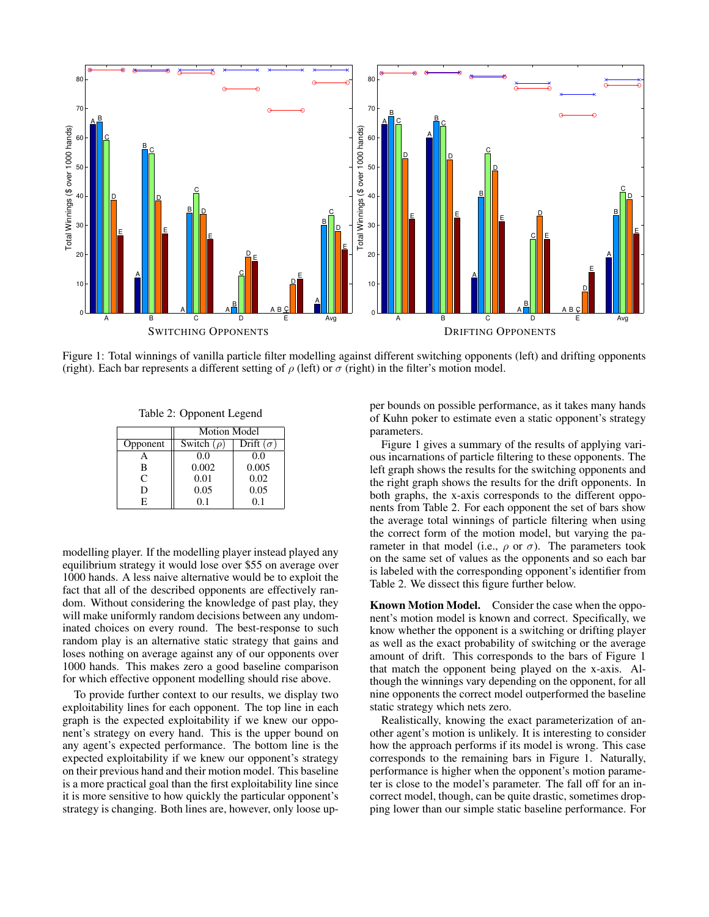Figure 1: Total winnings of vanilla particle filter modelling against different switching opponents (left) and drifting opponents (right). Each bar represents a different setting of $\rho$ (left) or $\sigma$ (right) in the filter's motion model.

Table 2: Opponent Legend

| | Motion Model | |
|---|---|---|
| Opponent | Switch ($\rho$) | Drift ($\sigma$) |
| A | 0.0 | 0.0 |
| B | 0.002 | 0.005 |
| C | 0.01 | 0.02 |
| D | 0.05 | 0.05 |
| E | 0.1 | 0.1 |

modelling player. If the modelling player instead played any equilibrium strategy it would lose over \$55 on average over 1000 hands. A less naive alternative would be to exploit the fact that all of the described opponents are effectively random. Without considering the knowledge of past play, they will make uniformly random decisions between any undominated choices on every round. The best-response to such random play is an alternative static strategy that gains and loses nothing on average against any of our opponents over 1000 hands. This makes zero a good baseline comparison for which effective opponent modelling should rise above.

To provide further context to our results, we display two exploitability lines for each opponent. The top line in each graph is the expected exploitability if we knew our opponent's strategy on every hand. This is the upper bound on any agent's expected performance. The bottom line is the expected exploitability if we knew our opponent's strategy on their previous hand and their motion model. This baseline is a more practical goal than the first exploitability line since it is more sensitive to how quickly the particular opponent's strategy is changing. Both lines are, however, only loose upper bounds on possible performance, as it takes many hands of Kuhn poker to estimate even a static opponent's strategy parameters.

Figure 1 gives a summary of the results of applying various incarnations of particle filtering to these opponents. The left graph shows the results for the switching opponents and the right graph shows the results for the drift opponents. In both graphs, the x-axis corresponds to the different opponents from Table 2. For each opponent the set of bars show the average total winnings of particle filtering when using the correct form of the motion model, but varying the parameter in that model (i.e., $\rho$ or $\sigma$). The parameters took on the same set of values as the opponents and so each bar is labeled with the corresponding opponent's identifier from Table 2. We dissect this figure further below.

**Known Motion Model.** Consider the case when the opponent's motion model is known and correct. Specifically, we know whether the opponent is a switching or drifting player as well as the exact probability of switching or the average amount of drift. This corresponds to the bars of Figure 1 that match the opponent being played on the x-axis. Although the winnings vary depending on the opponent, for all nine opponents the correct model outperformed the baseline static strategy which nets zero.

Realistically, knowing the exact parameterization of another agent's motion is unlikely. It is interesting to consider how the approach performs if its model is wrong. This case corresponds to the remaining bars in Figure 1. Naturally, performance is higher when the opponent's motion parameter is close to the model's parameter. The fall off for an incorrect model, though, can be quite drastic, sometimes dropping lower than our simple static baseline performance. For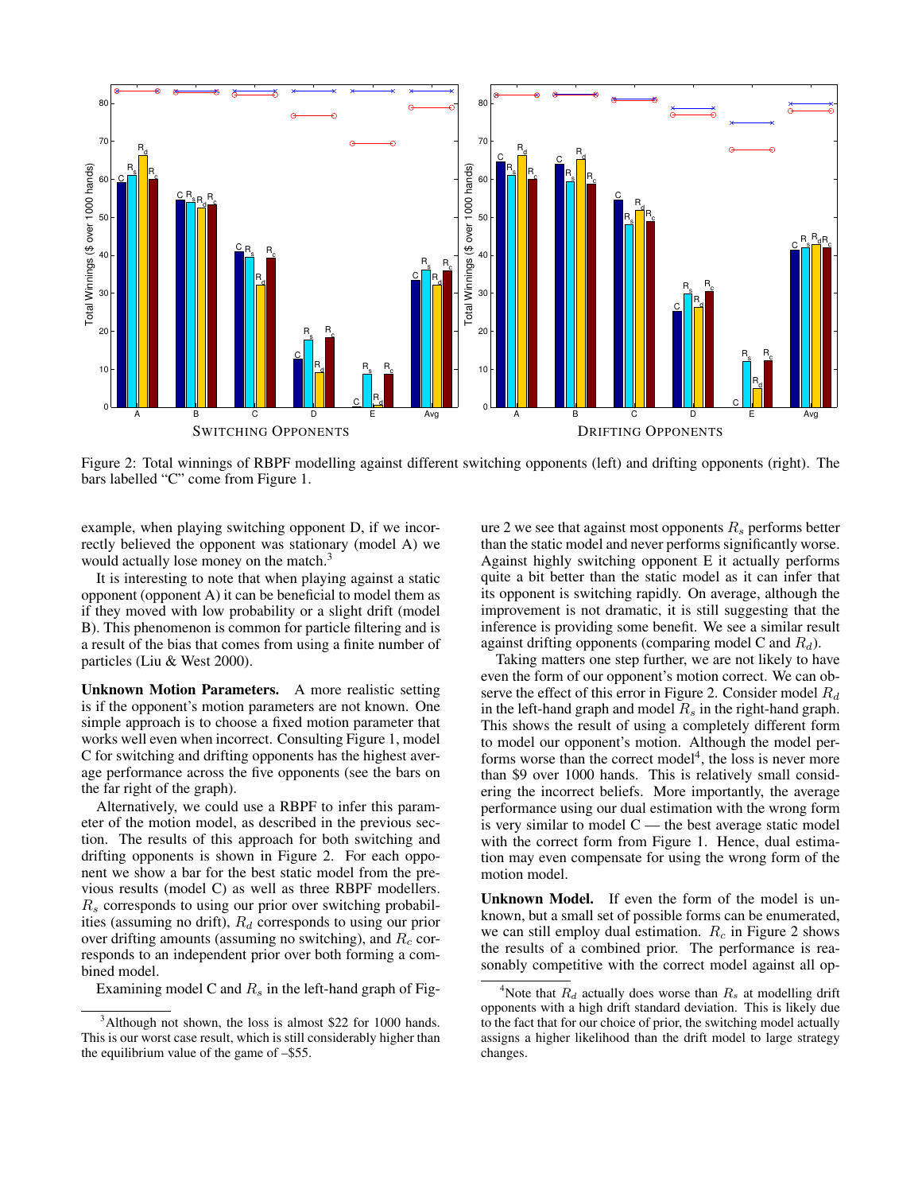Figure 2: Total winnings of RBPF modelling against different switching opponents (left) and drifting opponents (right). The bars labelled "C" come from Figure 1.

example, when playing switching opponent D, if we incorrectly believed the opponent was stationary (model A) we would actually lose money on the match.[3]

It is interesting to note that when playing against a static opponent (opponent A) it can be beneficial to model them as if they moved with low probability or a slight drift (model B). This phenomenon is common for particle filtering and is a result of the bias that comes from using a finite number of particles (Liu & West 2000).

**Unknown Motion Parameters.** A more realistic setting is if the opponent's motion parameters are not known. One simple approach is to choose a fixed motion parameter that works well even when incorrect. Consulting Figure 1, model C for switching and drifting opponents has the highest average performance across the five opponents (see the bars on the far right of the graph).

Alternatively, we could use a RBPF to infer this parameter of the motion model, as described in the previous section. The results of this approach for both switching and drifting opponents is shown in Figure 2. For each opponent we show a bar for the best static model from the previous results (model C) as well as three RBPF modellers. $R_s$ corresponds to using our prior over switching probabilities (assuming no drift), $R_d$ corresponds to using our prior over drifting amounts (assuming no switching), and $R_c$ corresponds to an independent prior over both forming a combined model.

Examining model C and $R_s$ in the left-hand graph of Figure 2 we see that against most opponents $R_s$ performs better than the static model and never performs significantly worse. Against highly switching opponent E it actually performs quite a bit better than the static model as it can infer that its opponent is switching rapidly. On average, although the improvement is not dramatic, it is still suggesting that the inference is providing some benefit. We see a similar result against drifting opponents (comparing model C and $R_d$).

Taking matters one step further, we are not likely to have even the form of our opponent's motion correct. We can observe the effect of this error in Figure 2. Consider model $R_d$ in the left-hand graph and model $R_s$ in the right-hand graph. This shows the result of using a completely different form to model our opponent's motion. Although the model performs worse than the correct model[4], the loss is never more than \$9 over 1000 hands. This is relatively small considering the incorrect beliefs. More importantly, the average performance using our dual estimation with the wrong form is very similar to model C — the best average static model with the correct form from Figure 1. Hence, dual estimation may even compensate for using the wrong form of the motion model.

**Unknown Model.** If even the form of the model is unknown, but a small set of possible forms can be enumerated, we can still employ dual estimation. $R_c$ in Figure 2 shows the results of a combined prior. The performance is reasonably competitive with the correct model against all op-

---

[3] Although not shown, the loss is almost \$22 for 1000 hands. This is our worst case result, which is still considerably higher than the equilibrium value of the game of –\$55.

[4] Note that $R_d$ actually does worse than $R_s$ at modelling drift opponents with a high drift standard deviation. This is likely due to the fact that for our choice of prior, the switching model actually assigns a higher likelihood than the drift model to large strategy changes.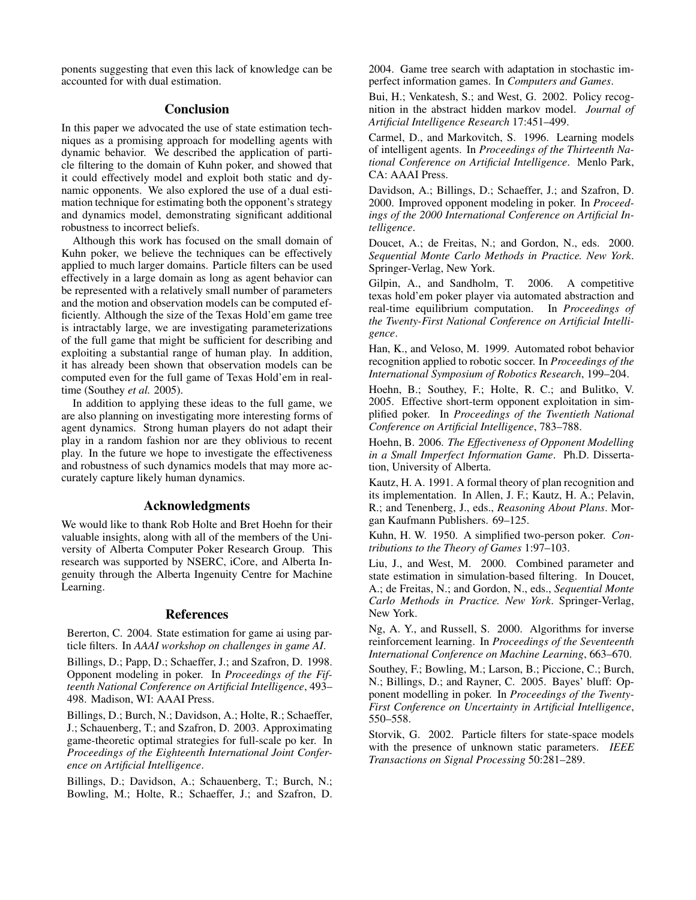ponents suggesting that even this lack of knowledge can be accounted for with dual estimation.

## Conclusion

In this paper we advocated the use of state estimation techniques as a promising approach for modelling agents with dynamic behavior. We described the application of particle filtering to the domain of Kuhn poker, and showed that it could effectively model and exploit both static and dynamic opponents. We also explored the use of a dual estimation technique for estimating both the opponent's strategy and dynamics model, demonstrating significant additional robustness to incorrect beliefs.

Although this work has focused on the small domain of Kuhn poker, we believe the techniques can be effectively applied to much larger domains. Particle filters can be used effectively in a large domain as long as agent behavior can be represented with a relatively small number of parameters and the motion and observation models can be computed efficiently. Although the size of the Texas Hold'em game tree is intractably large, we are investigating parameterizations of the full game that might be sufficient for describing and exploiting a substantial range of human play. In addition, it has already been shown that observation models can be computed even for the full game of Texas Hold'em in real-time (Southey *et al.* 2005).

In addition to applying these ideas to the full game, we are also planning on investigating more interesting forms of agent dynamics. Strong human players do not adapt their play in a random fashion nor are they oblivious to recent play. In the future we hope to investigate the effectiveness and robustness of such dynamics models that may more accurately capture likely human dynamics.

## Acknowledgments

We would like to thank Rob Holte and Bret Hoehn for their valuable insights, along with all of the members of the University of Alberta Computer Poker Research Group. This research was supported by NSERC, iCore, and Alberta Ingenuity through the Alberta Ingenuity Centre for Machine Learning.

## References

Bererton, C. 2004. State estimation for game ai using particle filters. In *AAAI workshop on challenges in game AI*.

Billings, D.; Papp, D.; Schaeffer, J.; and Szafron, D. 1998. Opponent modeling in poker. In *Proceedings of the Fifteenth National Conference on Artificial Intelligence*, 493–498. Madison, WI: AAAI Press.

Billings, D.; Burch, N.; Davidson, A.; Holte, R.; Schaeffer, J.; Schauenberg, T.; and Szafron, D. 2003. Approximating game-theoretic optimal strategies for full-scale po ker. In *Proceedings of the Eighteenth International Joint Conference on Artificial Intelligence*.

Billings, D.; Davidson, A.; Schauenberg, T.; Burch, N.; Bowling, M.; Holte, R.; Schaeffer, J.; and Szafron, D. 2004. Game tree search with adaptation in stochastic imperfect information games. In *Computers and Games*.

Bui, H.; Venkatesh, S.; and West, G. 2002. Policy recognition in the abstract hidden markov model. *Journal of Artificial Intelligence Research* 17:451–499.

Carmel, D., and Markovitch, S. 1996. Learning models of intelligent agents. In *Proceedings of the Thirteenth National Conference on Artificial Intelligence*. Menlo Park, CA: AAAI Press.

Davidson, A.; Billings, D.; Schaeffer, J.; and Szafron, D. 2000. Improved opponent modeling in poker. In *Proceedings of the 2000 International Conference on Artificial Intelligence*.

Doucet, A.; de Freitas, N.; and Gordon, N., eds. 2000. *Sequential Monte Carlo Methods in Practice. New York*. Springer-Verlag, New York.

Gilpin, A., and Sandholm, T. 2006. A competitive texas hold'em poker player via automated abstraction and real-time equilibrium computation. In *Proceedings of the Twenty-First National Conference on Artificial Intelligence*.

Han, K., and Veloso, M. 1999. Automated robot behavior recognition applied to robotic soccer. In *Proceedings of the International Symposium of Robotics Research*, 199–204.

Hoehn, B.; Southey, F.; Holte, R. C.; and Bulitko, V. 2005. Effective short-term opponent exploitation in simplified poker. In *Proceedings of the Twentieth National Conference on Artificial Intelligence*, 783–788.

Hoehn, B. 2006. *The Effectiveness of Opponent Modelling in a Small Imperfect Information Game*. Ph.D. Dissertation, University of Alberta.

Kautz, H. A. 1991. A formal theory of plan recognition and its implementation. In Allen, J. F.; Kautz, H. A.; Pelavin, R.; and Tenenberg, J., eds., *Reasoning About Plans*. Morgan Kaufmann Publishers. 69–125.

Kuhn, H. W. 1950. A simplified two-person poker. *Contributions to the Theory of Games* 1:97–103.

Liu, J., and West, M. 2000. Combined parameter and state estimation in simulation-based filtering. In Doucet, A.; de Freitas, N.; and Gordon, N., eds., *Sequential Monte Carlo Methods in Practice. New York*. Springer-Verlag, New York.

Ng, A. Y., and Russell, S. 2000. Algorithms for inverse reinforcement learning. In *Proceedings of the Seventeenth International Conference on Machine Learning*, 663–670.

Southey, F.; Bowling, M.; Larson, B.; Piccione, C.; Burch, N.; Billings, D.; and Rayner, C. 2005. Bayes' bluff: Opponent modelling in poker. In *Proceedings of the Twenty-First Conference on Uncertainty in Artificial Intelligence*, 550–558.

Storvik, G. 2002. Particle filters for state-space models with the presence of unknown static parameters. *IEEE Transactions on Signal Processing* 50:281–289.